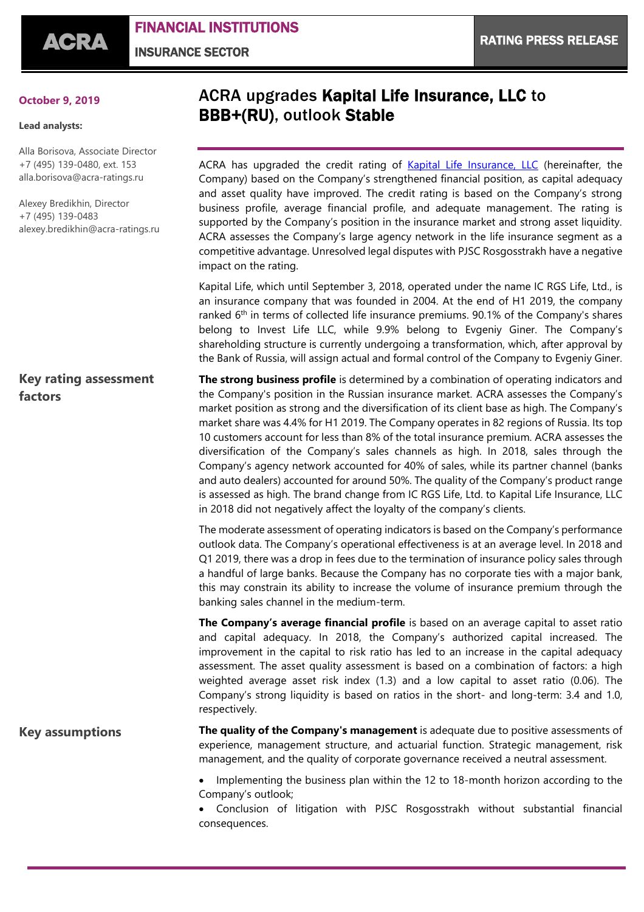**FINANCIAL INSTITUTIONS**

**INSURANCE SECTOR**

**RATING PRESS RELEASE**

**October 9, 2019**

**Lead analysts:**

Alla Borisova, Associate Director
+7 (495) 139-0480, ext. 153
alla.borisova@acra-ratings.ru

Alexey Bredikhin, Director
+7 (495) 139-0483
alexey.bredikhin@acra-ratings.ru

# ACRA upgrades **Kapital Life Insurance, LLC** to **BBB+(RU)**, outlook **Stable**

ACRA has upgraded the credit rating of Kapital Life Insurance, LLC (hereinafter, the Company) based on the Company's strengthened financial position, as capital adequacy and asset quality have improved. The credit rating is based on the Company's strong business profile, average financial profile, and adequate management. The rating is supported by the Company's position in the insurance market and strong asset liquidity. ACRA assesses the Company's large agency network in the life insurance segment as a competitive advantage. Unresolved legal disputes with PJSC Rosgosstrakh have a negative impact on the rating.

Kapital Life, which until September 3, 2018, operated under the name IC RGS Life, Ltd., is an insurance company that was founded in 2004. At the end of H1 2019, the company ranked 6th in terms of collected life insurance premiums. 90.1% of the Company's shares belong to Invest Life LLC, while 9.9% belong to Evgeniy Giner. The Company's shareholding structure is currently undergoing a transformation, which, after approval by the Bank of Russia, will assign actual and formal control of the Company to Evgeniy Giner.

## Key rating assessment factors

**The strong business profile** is determined by a combination of operating indicators and the Company's position in the Russian insurance market. ACRA assesses the Company's market position as strong and the diversification of its client base as high. The Company's market share was 4.4% for H1 2019. The Company operates in 82 regions of Russia. Its top 10 customers account for less than 8% of the total insurance premium. ACRA assesses the diversification of the Company's sales channels as high. In 2018, sales through the Company's agency network accounted for 40% of sales, while its partner channel (banks and auto dealers) accounted for around 50%. The quality of the Company's product range is assessed as high. The brand change from IC RGS Life, Ltd. to Kapital Life Insurance, LLC in 2018 did not negatively affect the loyalty of the company's clients.

The moderate assessment of operating indicators is based on the Company's performance outlook data. The Company's operational effectiveness is at an average level. In 2018 and Q1 2019, there was a drop in fees due to the termination of insurance policy sales through a handful of large banks. Because the Company has no corporate ties with a major bank, this may constrain its ability to increase the volume of insurance premium through the banking sales channel in the medium-term.

**The Company's average financial profile** is based on an average capital to asset ratio and capital adequacy. In 2018, the Company's authorized capital increased. The improvement in the capital to risk ratio has led to an increase in the capital adequacy assessment. The asset quality assessment is based on a combination of factors: a high weighted average asset risk index (1.3) and a low capital to asset ratio (0.06). The Company's strong liquidity is based on ratios in the short- and long-term: 3.4 and 1.0, respectively.

**The quality of the Company's management** is adequate due to positive assessments of experience, management structure, and actuarial function. Strategic management, risk management, and the quality of corporate governance received a neutral assessment.

## Key assumptions

- Implementing the business plan within the 12 to 18-month horizon according to the Company's outlook;
- Conclusion of litigation with PJSC Rosgosstrakh without substantial financial consequences.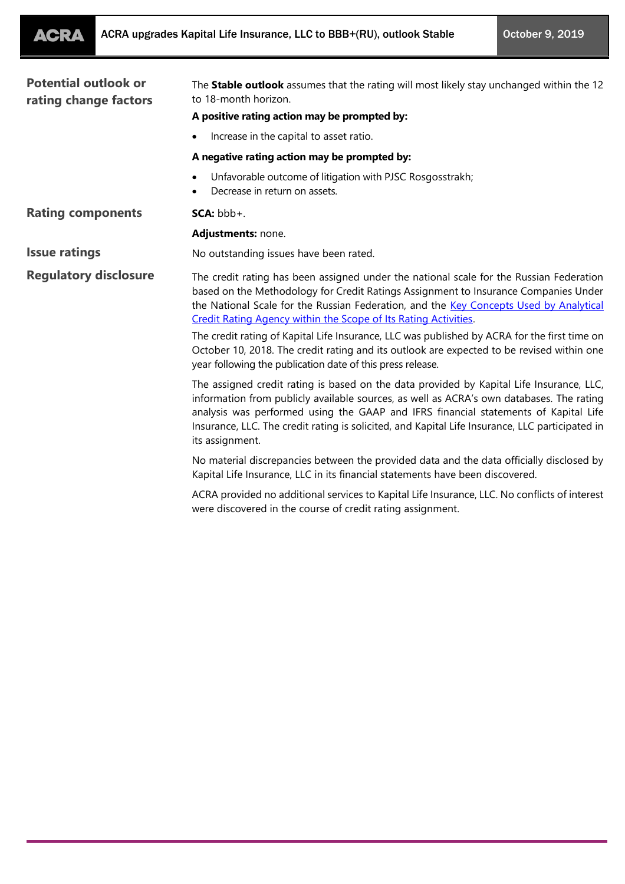## Potential outlook or rating change factors

The **Stable outlook** assumes that the rating will most likely stay unchanged within the 12 to 18-month horizon.

**A positive rating action may be prompted by:**

- Increase in the capital to asset ratio.

**A negative rating action may be prompted by:**

- Unfavorable outcome of litigation with PJSC Rosgosstrakh;
- Decrease in return on assets.

## Rating components

**SCA:** bbb+.

**Adjustments:** none.

## Issue ratings

No outstanding issues have been rated.

## Regulatory disclosure

The credit rating has been assigned under the national scale for the Russian Federation based on the Methodology for Credit Ratings Assignment to Insurance Companies Under the National Scale for the Russian Federation, and the Key Concepts Used by Analytical Credit Rating Agency within the Scope of Its Rating Activities.

The credit rating of Kapital Life Insurance, LLC was published by ACRA for the first time on October 10, 2018. The credit rating and its outlook are expected to be revised within one year following the publication date of this press release.

The assigned credit rating is based on the data provided by Kapital Life Insurance, LLC, information from publicly available sources, as well as ACRA's own databases. The rating analysis was performed using the GAAP and IFRS financial statements of Kapital Life Insurance, LLC. The credit rating is solicited, and Kapital Life Insurance, LLC participated in its assignment.

No material discrepancies between the provided data and the data officially disclosed by Kapital Life Insurance, LLC in its financial statements have been discovered.

ACRA provided no additional services to Kapital Life Insurance, LLC. No conflicts of interest were discovered in the course of credit rating assignment.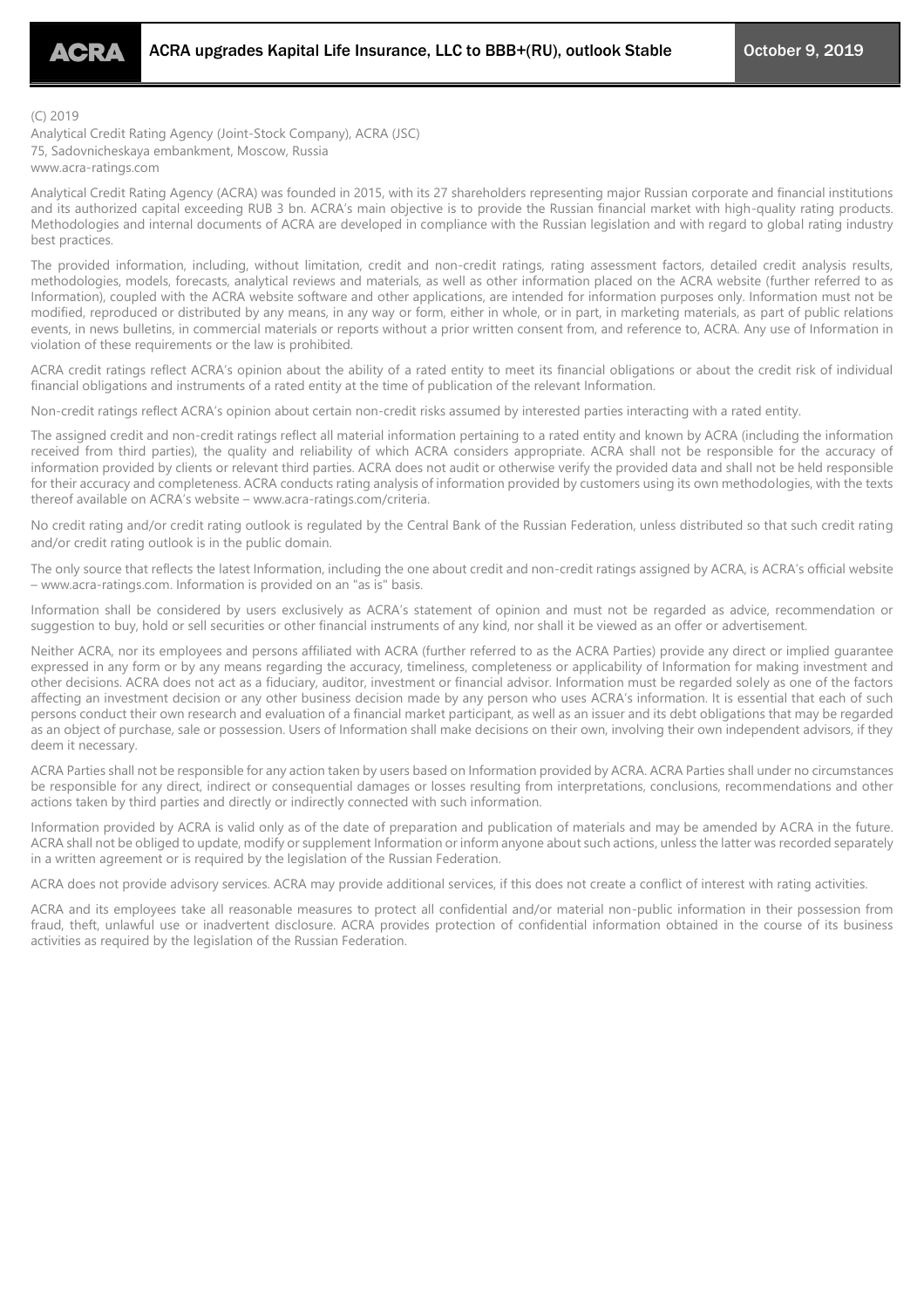(C) 2019
Analytical Credit Rating Agency (Joint-Stock Company), ACRA (JSC)
75, Sadovnicheskaya embankment, Moscow, Russia
www.acra-ratings.com

Analytical Credit Rating Agency (ACRA) was founded in 2015, with its 27 shareholders representing major Russian corporate and financial institutions and its authorized capital exceeding RUB 3 bn. ACRA's main objective is to provide the Russian financial market with high-quality rating products. Methodologies and internal documents of ACRA are developed in compliance with the Russian legislation and with regard to global rating industry best practices.

The provided information, including, without limitation, credit and non-credit ratings, rating assessment factors, detailed credit analysis results, methodologies, models, forecasts, analytical reviews and materials, as well as other information placed on the ACRA website (further referred to as Information), coupled with the ACRA website software and other applications, are intended for information purposes only. Information must not be modified, reproduced or distributed by any means, in any way or form, either in whole, or in part, in marketing materials, as part of public relations events, in news bulletins, in commercial materials or reports without a prior written consent from, and reference to, ACRA. Any use of Information in violation of these requirements or the law is prohibited.

ACRA credit ratings reflect ACRA's opinion about the ability of a rated entity to meet its financial obligations or about the credit risk of individual financial obligations and instruments of a rated entity at the time of publication of the relevant Information.

Non-credit ratings reflect ACRA's opinion about certain non-credit risks assumed by interested parties interacting with a rated entity.

The assigned credit and non-credit ratings reflect all material information pertaining to a rated entity and known by ACRA (including the information received from third parties), the quality and reliability of which ACRA considers appropriate. ACRA shall not be responsible for the accuracy of information provided by clients or relevant third parties. ACRA does not audit or otherwise verify the provided data and shall not be held responsible for their accuracy and completeness. ACRA conducts rating analysis of information provided by customers using its own methodologies, with the texts thereof available on ACRA's website – www.acra-ratings.com/criteria.

No credit rating and/or credit rating outlook is regulated by the Central Bank of the Russian Federation, unless distributed so that such credit rating and/or credit rating outlook is in the public domain.

The only source that reflects the latest Information, including the one about credit and non-credit ratings assigned by ACRA, is ACRA's official website – www.acra-ratings.com. Information is provided on an "as is" basis.

Information shall be considered by users exclusively as ACRA's statement of opinion and must not be regarded as advice, recommendation or suggestion to buy, hold or sell securities or other financial instruments of any kind, nor shall it be viewed as an offer or advertisement.

Neither ACRA, nor its employees and persons affiliated with ACRA (further referred to as the ACRA Parties) provide any direct or implied guarantee expressed in any form or by any means regarding the accuracy, timeliness, completeness or applicability of Information for making investment and other decisions. ACRA does not act as a fiduciary, auditor, investment or financial advisor. Information must be regarded solely as one of the factors affecting an investment decision or any other business decision made by any person who uses ACRA's information. It is essential that each of such persons conduct their own research and evaluation of a financial market participant, as well as an issuer and its debt obligations that may be regarded as an object of purchase, sale or possession. Users of Information shall make decisions on their own, involving their own independent advisors, if they deem it necessary.

ACRA Parties shall not be responsible for any action taken by users based on Information provided by ACRA. ACRA Parties shall under no circumstances be responsible for any direct, indirect or consequential damages or losses resulting from interpretations, conclusions, recommendations and other actions taken by third parties and directly or indirectly connected with such information.

Information provided by ACRA is valid only as of the date of preparation and publication of materials and may be amended by ACRA in the future. ACRA shall not be obliged to update, modify or supplement Information or inform anyone about such actions, unless the latter was recorded separately in a written agreement or is required by the legislation of the Russian Federation.

ACRA does not provide advisory services. ACRA may provide additional services, if this does not create a conflict of interest with rating activities.

ACRA and its employees take all reasonable measures to protect all confidential and/or material non-public information in their possession from fraud, theft, unlawful use or inadvertent disclosure. ACRA provides protection of confidential information obtained in the course of its business activities as required by the legislation of the Russian Federation.